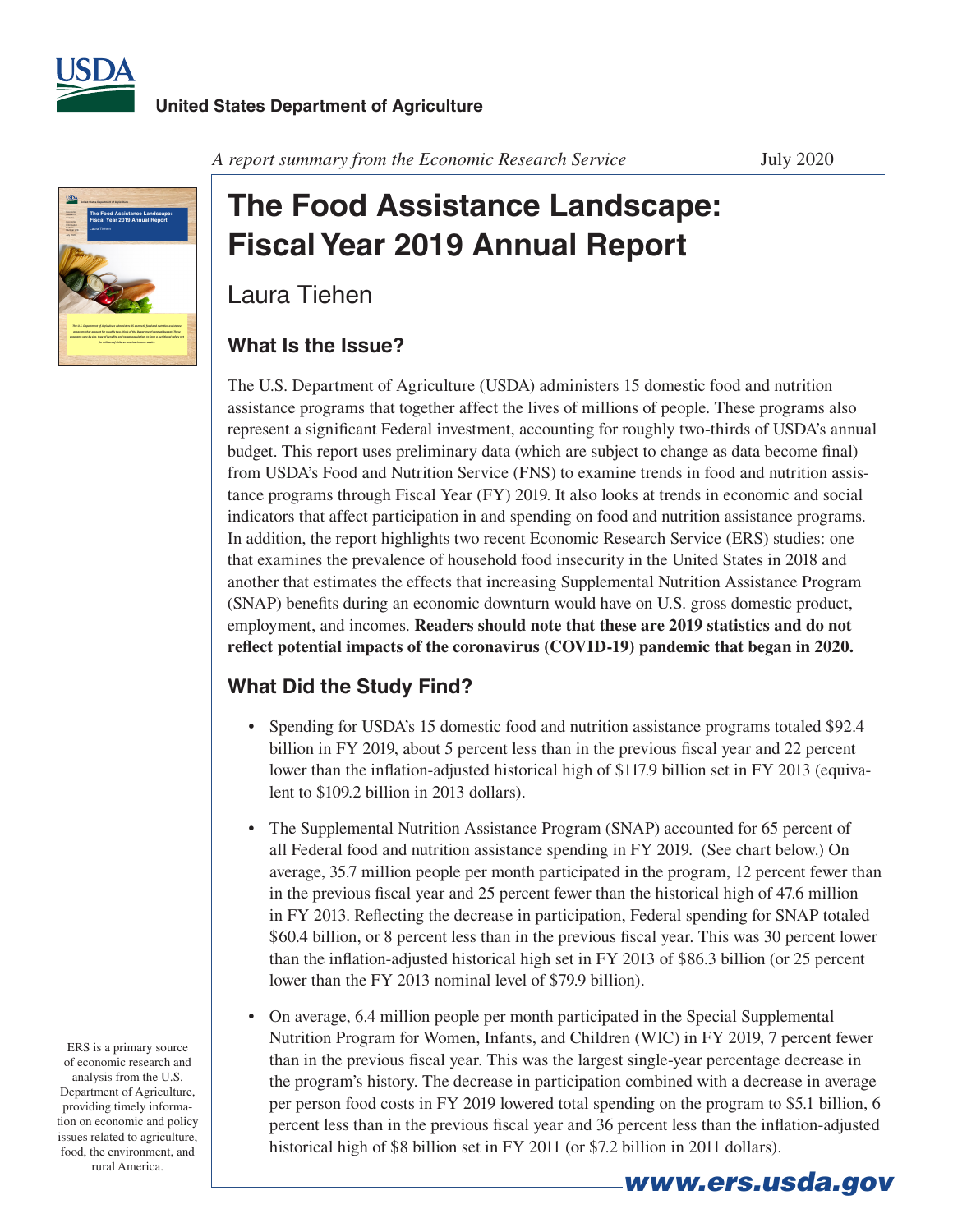**United States Department of Agriculture**

*A report summary from the Economic Research Service*

July 2020

# The Food Assistance Landscape: Fiscal Year 2019 Annual Report

Laura Tiehen

## What Is the Issue?

The U.S. Department of Agriculture (USDA) administers 15 domestic food and nutrition assistance programs that together affect the lives of millions of people. These programs also represent a significant Federal investment, accounting for roughly two-thirds of USDA's annual budget. This report uses preliminary data (which are subject to change as data become final) from USDA's Food and Nutrition Service (FNS) to examine trends in food and nutrition assistance programs through Fiscal Year (FY) 2019. It also looks at trends in economic and social indicators that affect participation in and spending on food and nutrition assistance programs. In addition, the report highlights two recent Economic Research Service (ERS) studies: one that examines the prevalence of household food insecurity in the United States in 2018 and another that estimates the effects that increasing Supplemental Nutrition Assistance Program (SNAP) benefits during an economic downturn would have on U.S. gross domestic product, employment, and incomes. **Readers should note that these are 2019 statistics and do not reflect potential impacts of the coronavirus (COVID-19) pandemic that began in 2020.**

## What Did the Study Find?

- Spending for USDA's 15 domestic food and nutrition assistance programs totaled $92.4 billion in FY 2019, about 5 percent less than in the previous fiscal year and 22 percent lower than the inflation-adjusted historical high of $117.9 billion set in FY 2013 (equivalent to $109.2 billion in 2013 dollars).
- The Supplemental Nutrition Assistance Program (SNAP) accounted for 65 percent of all Federal food and nutrition assistance spending in FY 2019. (See chart below.) On average, 35.7 million people per month participated in the program, 12 percent fewer than in the previous fiscal year and 25 percent fewer than the historical high of 47.6 million in FY 2013. Reflecting the decrease in participation, Federal spending for SNAP totaled $60.4 billion, or 8 percent less than in the previous fiscal year. This was 30 percent lower than the inflation-adjusted historical high set in FY 2013 of $86.3 billion (or 25 percent lower than the FY 2013 nominal level of $79.9 billion).
- On average, 6.4 million people per month participated in the Special Supplemental Nutrition Program for Women, Infants, and Children (WIC) in FY 2019, 7 percent fewer than in the previous fiscal year. This was the largest single-year percentage decrease in the program's history. The decrease in participation combined with a decrease in average per person food costs in FY 2019 lowered total spending on the program to $5.1 billion, 6 percent less than in the previous fiscal year and 36 percent less than the inflation-adjusted historical high of $8 billion set in FY 2011 (or $7.2 billion in 2011 dollars).

ERS is a primary source of economic research and analysis from the U.S. Department of Agriculture, providing timely information on economic and policy issues related to agriculture, food, the environment, and rural America.

www.ers.usda.gov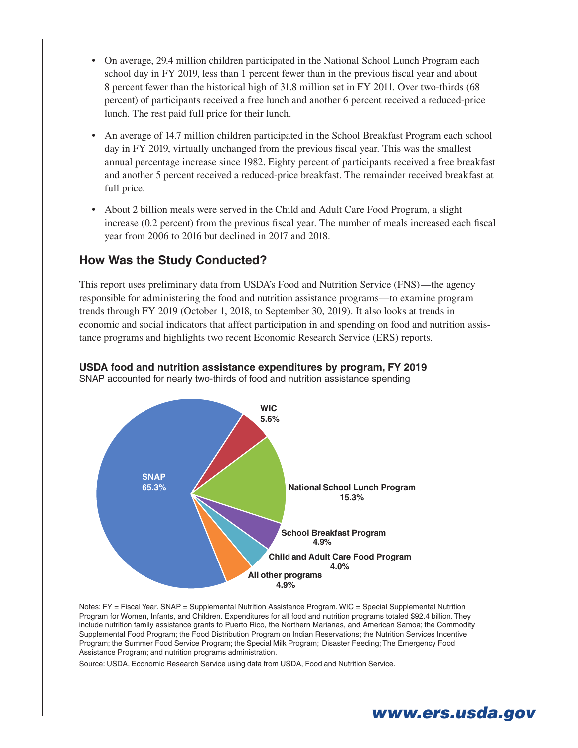- On average, 29.4 million children participated in the National School Lunch Program each school day in FY 2019, less than 1 percent fewer than in the previous fiscal year and about 8 percent fewer than the historical high of 31.8 million set in FY 2011. Over two-thirds (68 percent) of participants received a free lunch and another 6 percent received a reduced-price lunch. The rest paid full price for their lunch.

- An average of 14.7 million children participated in the School Breakfast Program each school day in FY 2019, virtually unchanged from the previous fiscal year. This was the smallest annual percentage increase since 1982. Eighty percent of participants received a free breakfast and another 5 percent received a reduced-price breakfast. The remainder received breakfast at full price.

- About 2 billion meals were served in the Child and Adult Care Food Program, a slight increase (0.2 percent) from the previous fiscal year. The number of meals increased each fiscal year from 2006 to 2016 but declined in 2017 and 2018.

## How Was the Study Conducted?

This report uses preliminary data from USDA's Food and Nutrition Service (FNS)—the agency responsible for administering the food and nutrition assistance programs—to examine program trends through FY 2019 (October 1, 2018, to September 30, 2019). It also looks at trends in economic and social indicators that affect participation in and spending on food and nutrition assistance programs and highlights two recent Economic Research Service (ERS) reports.

**USDA food and nutrition assistance expenditures by program, FY 2019**

SNAP accounted for nearly two-thirds of food and nutrition assistance spending

SNAP 65.3%

WIC 5.6%

National School Lunch Program 15.3%

School Breakfast Program 4.9%

Child and Adult Care Food Program 4.0%

All other programs 4.9%

Notes: FY = Fiscal Year. SNAP = Supplemental Nutrition Assistance Program. WIC = Special Supplemental Nutrition Program for Women, Infants, and Children. Expenditures for all food and nutrition programs totaled $92.4 billion. They include nutrition family assistance grants to Puerto Rico, the Northern Marianas, and American Samoa; the Commodity Supplemental Food Program; the Food Distribution Program on Indian Reservations; the Nutrition Services Incentive Program; the Summer Food Service Program; the Special Milk Program; Disaster Feeding; The Emergency Food Assistance Program; and nutrition programs administration.

Source: USDA, Economic Research Service using data from USDA, Food and Nutrition Service.